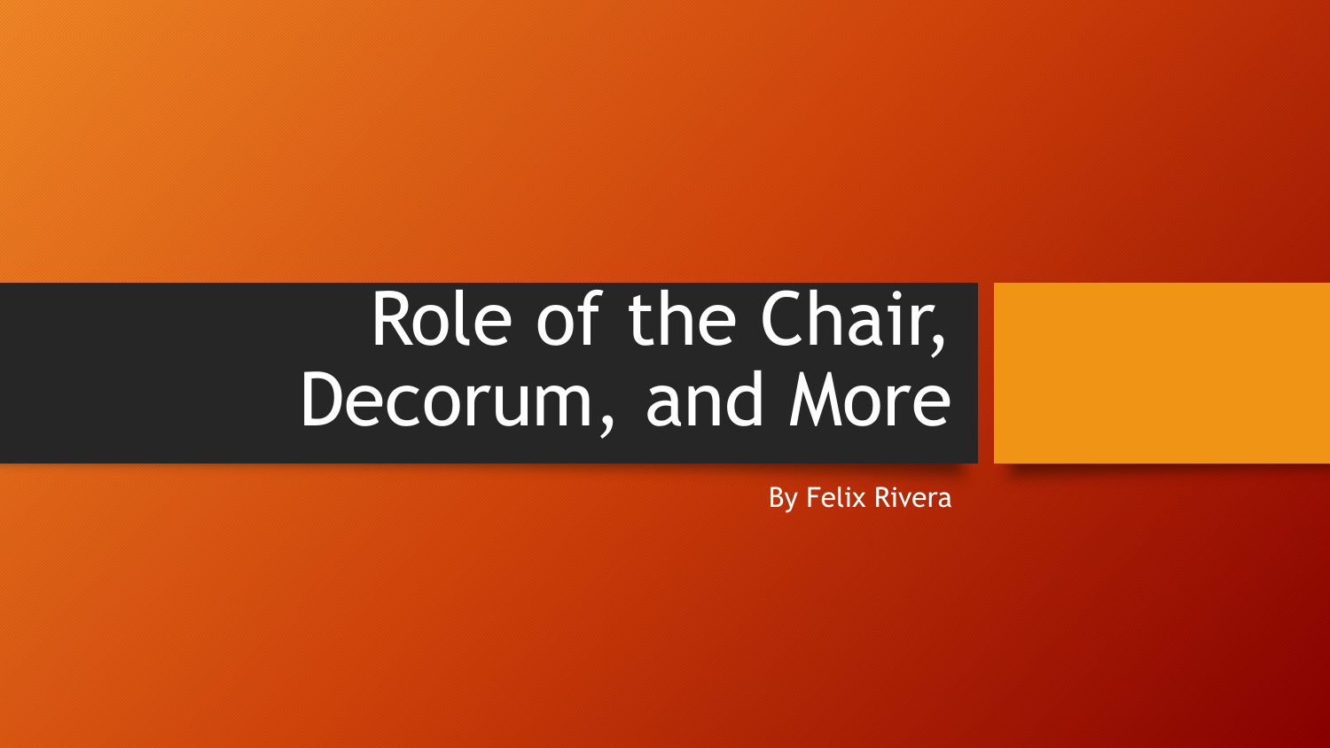# Role of the Chair, Decorum, and More

By Felix Rivera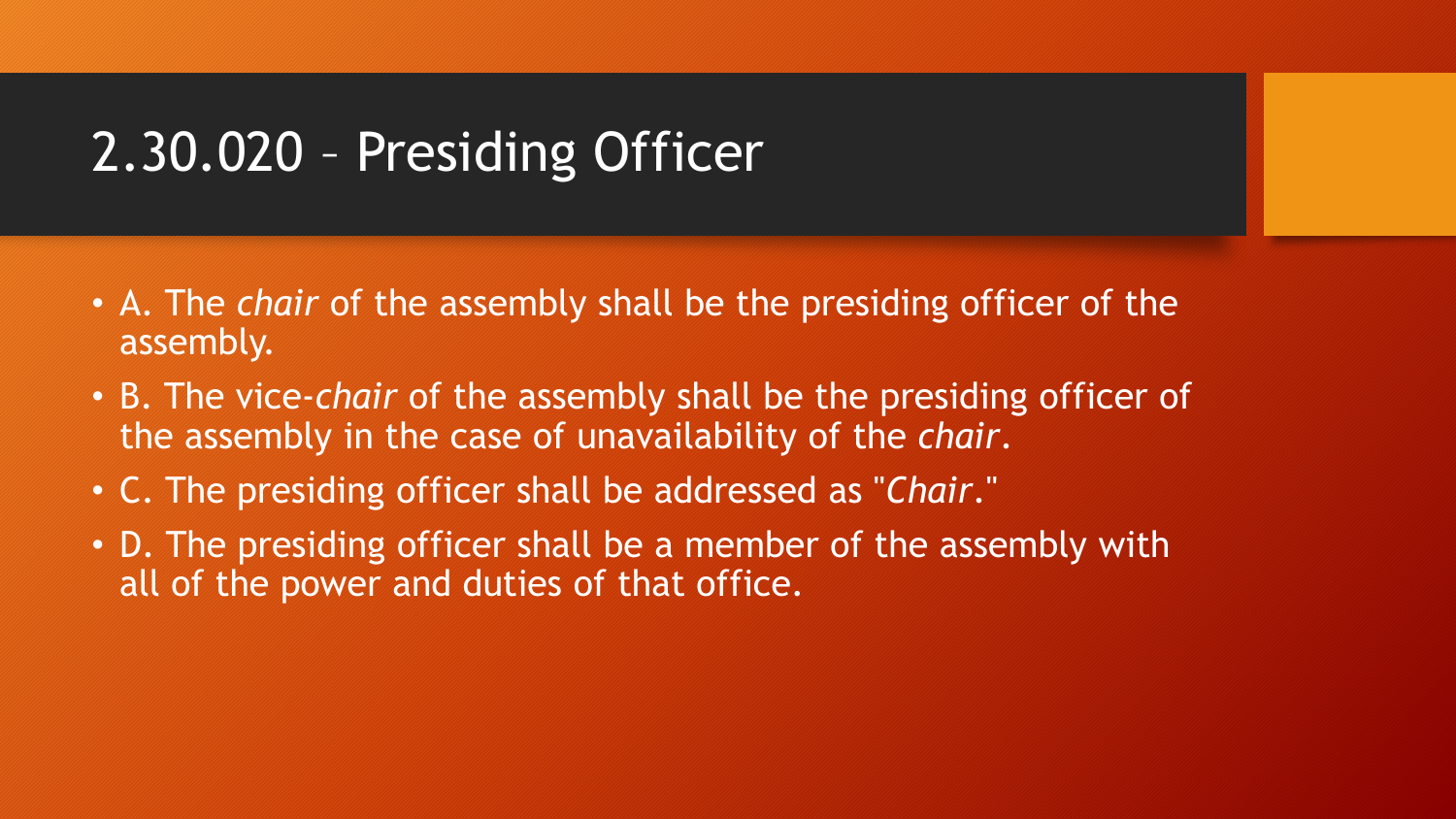# 2.30.020 – Presiding Officer

- A. The *chair* of the assembly shall be the presiding officer of the assembly.
- B. The vice-*chair* of the assembly shall be the presiding officer of the assembly in the case of unavailability of the *chair*.
- C. The presiding officer shall be addressed as "*Chair*."
- D. The presiding officer shall be a member of the assembly with all of the power and duties of that office.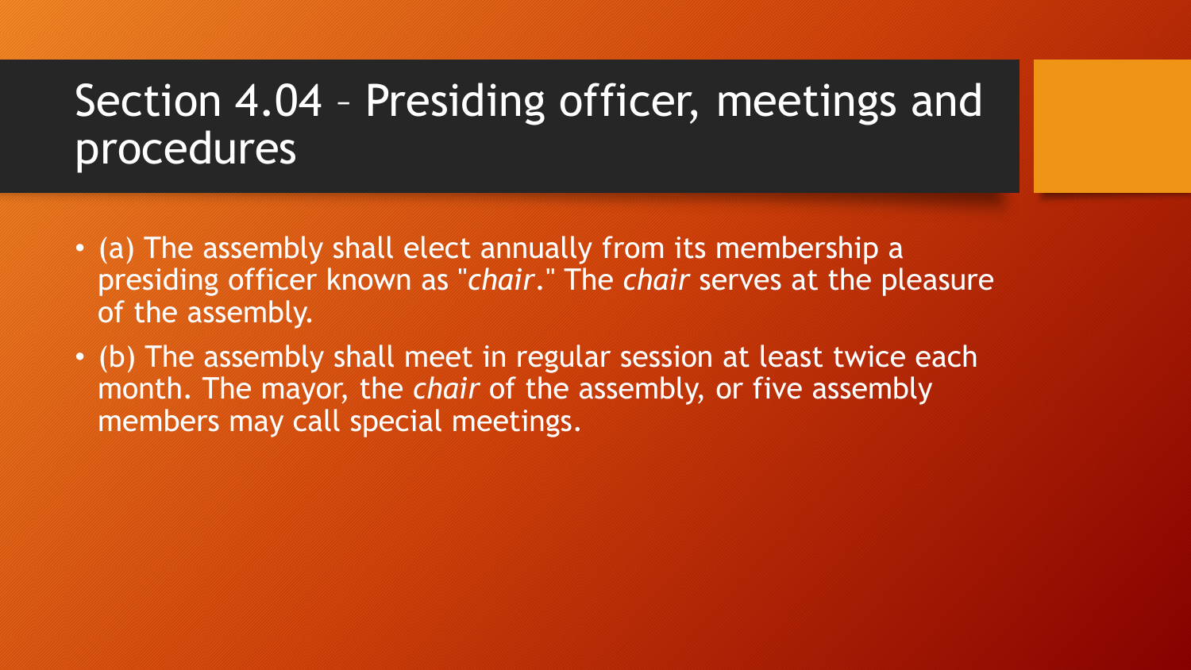# Section 4.04 – Presiding officer, meetings and procedures

- (a) The assembly shall elect annually from its membership a presiding officer known as "*chair*." The *chair* serves at the pleasure of the assembly.
- (b) The assembly shall meet in regular session at least twice each month. The mayor, the *chair* of the assembly, or five assembly members may call special meetings.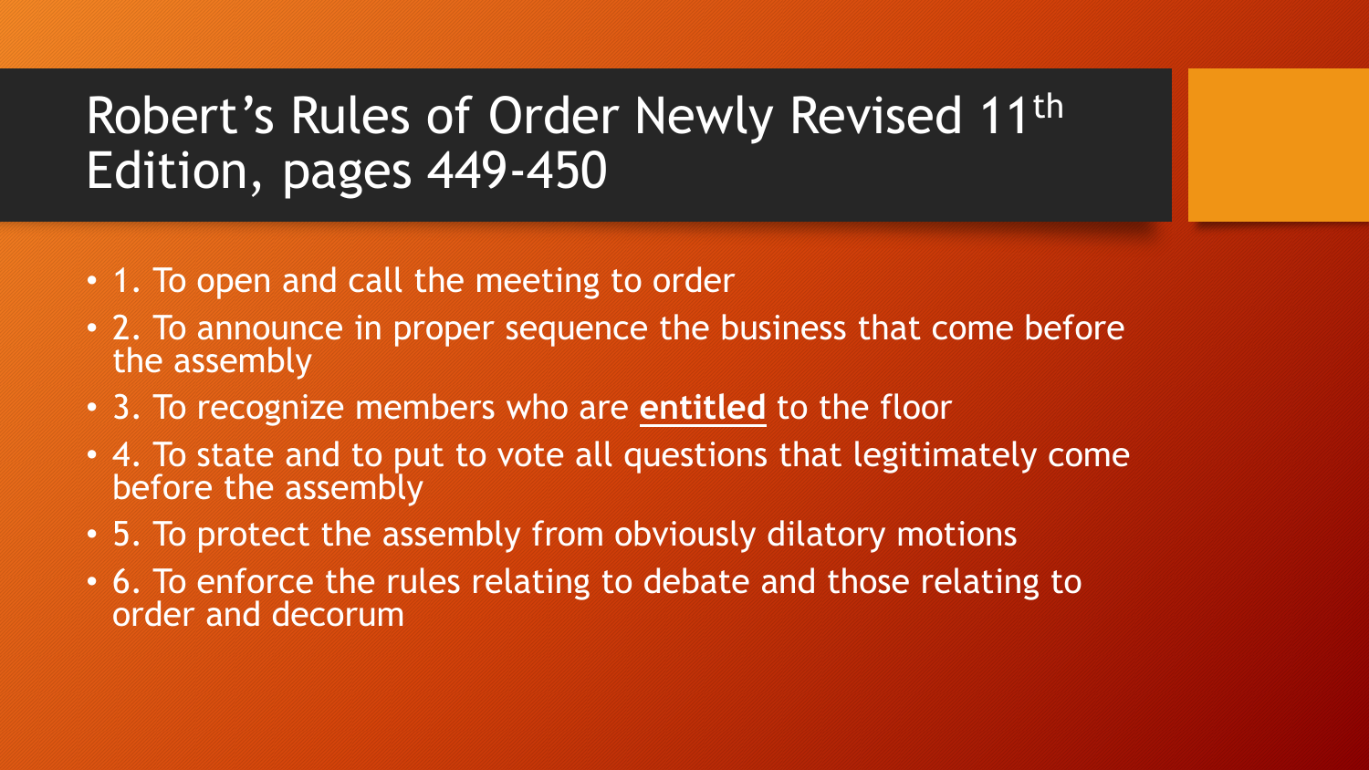# Robert's Rules of Order Newly Revised 11th Edition, pages 449-450

- 1. To open and call the meeting to order
- 2. To announce in proper sequence the business that come before the assembly
- 3. To recognize members who are **entitled** to the floor
- 4. To state and to put to vote all questions that legitimately come before the assembly
- 5. To protect the assembly from obviously dilatory motions
- 6. To enforce the rules relating to debate and those relating to order and decorum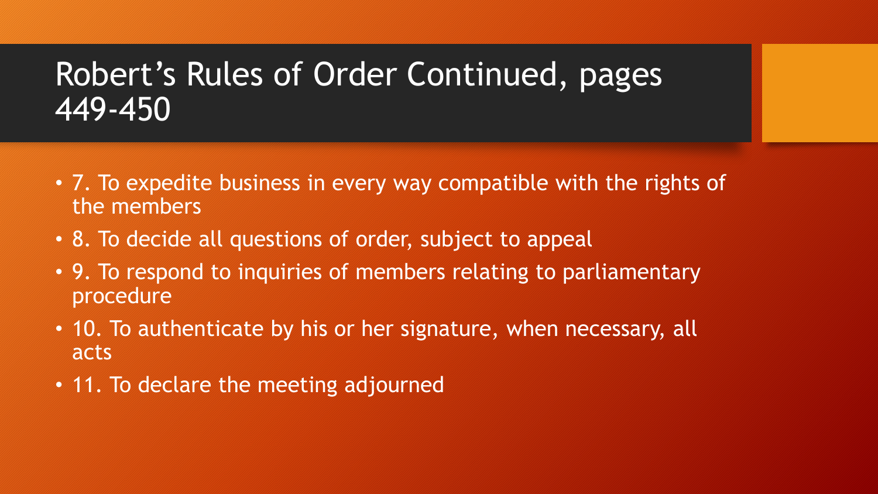# Robert's Rules of Order Continued, pages 449-450

- 7. To expedite business in every way compatible with the rights of the members
- 8. To decide all questions of order, subject to appeal
- 9. To respond to inquiries of members relating to parliamentary procedure
- 10. To authenticate by his or her signature, when necessary, all acts
- 11. To declare the meeting adjourned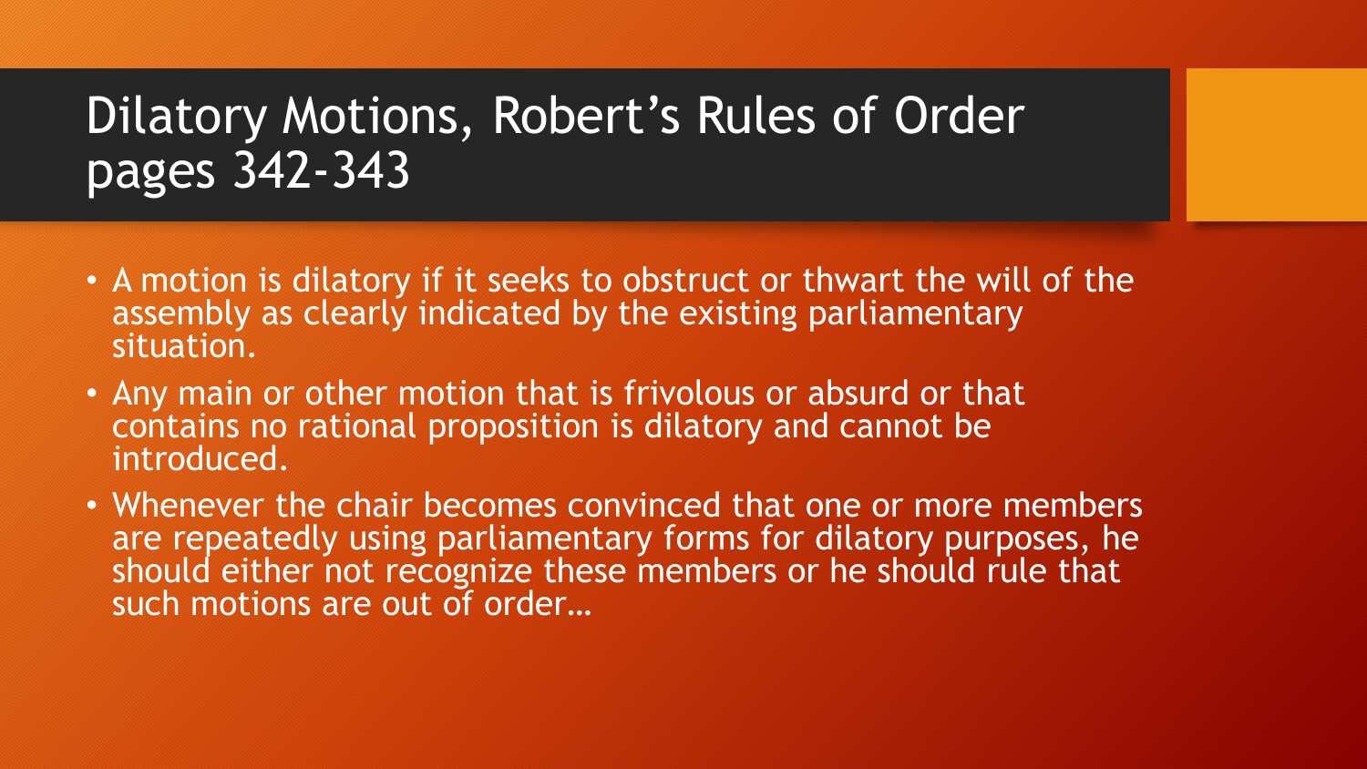# Dilatory Motions, Robert's Rules of Order pages 342-343

- A motion is dilatory if it seeks to obstruct or thwart the will of the assembly as clearly indicated by the existing parliamentary situation.
- Any main or other motion that is frivolous or absurd or that contains no rational proposition is dilatory and cannot be introduced.
- Whenever the chair becomes convinced that one or more members are repeatedly using parliamentary forms for dilatory purposes, he should either not recognize these members or he should rule that such motions are out of order…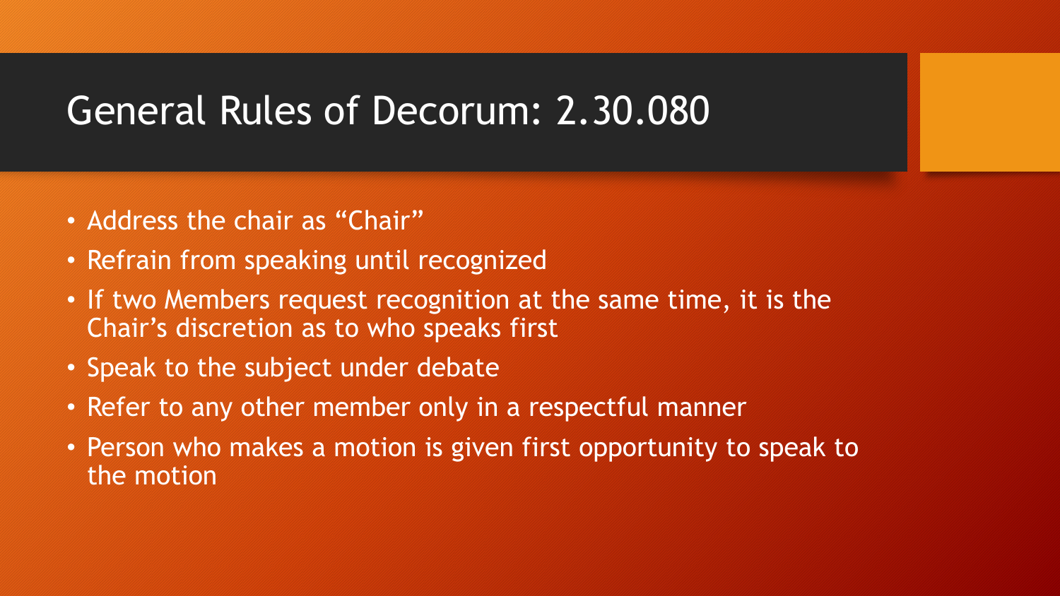# General Rules of Decorum: 2.30.080

- Address the chair as “Chair”
- Refrain from speaking until recognized
- If two Members request recognition at the same time, it is the Chair’s discretion as to who speaks first
- Speak to the subject under debate
- Refer to any other member only in a respectful manner
- Person who makes a motion is given first opportunity to speak to the motion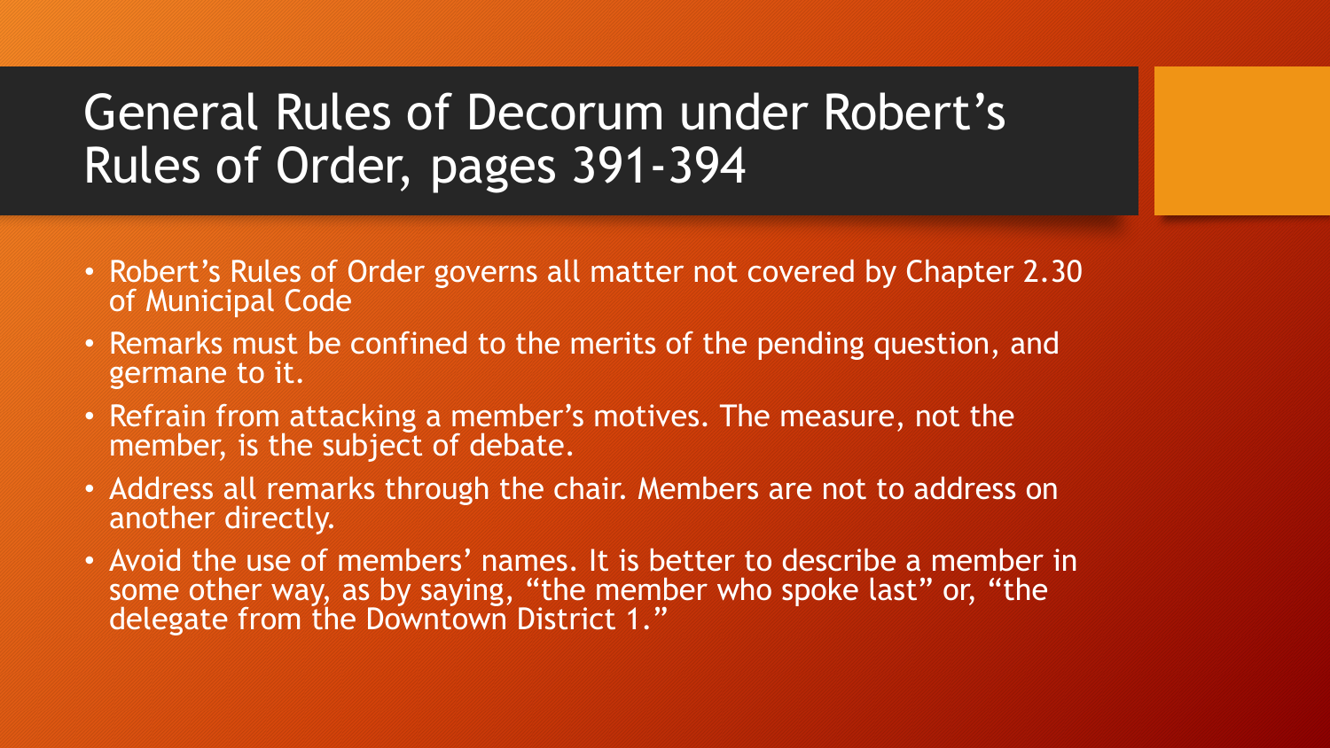# General Rules of Decorum under Robert's Rules of Order, pages 391-394

- Robert's Rules of Order governs all matter not covered by Chapter 2.30 of Municipal Code
- Remarks must be confined to the merits of the pending question, and germane to it.
- Refrain from attacking a member's motives. The measure, not the member, is the subject of debate.
- Address all remarks through the chair. Members are not to address on another directly.
- Avoid the use of members' names. It is better to describe a member in some other way, as by saying, "the member who spoke last" or, "the delegate from the Downtown District 1."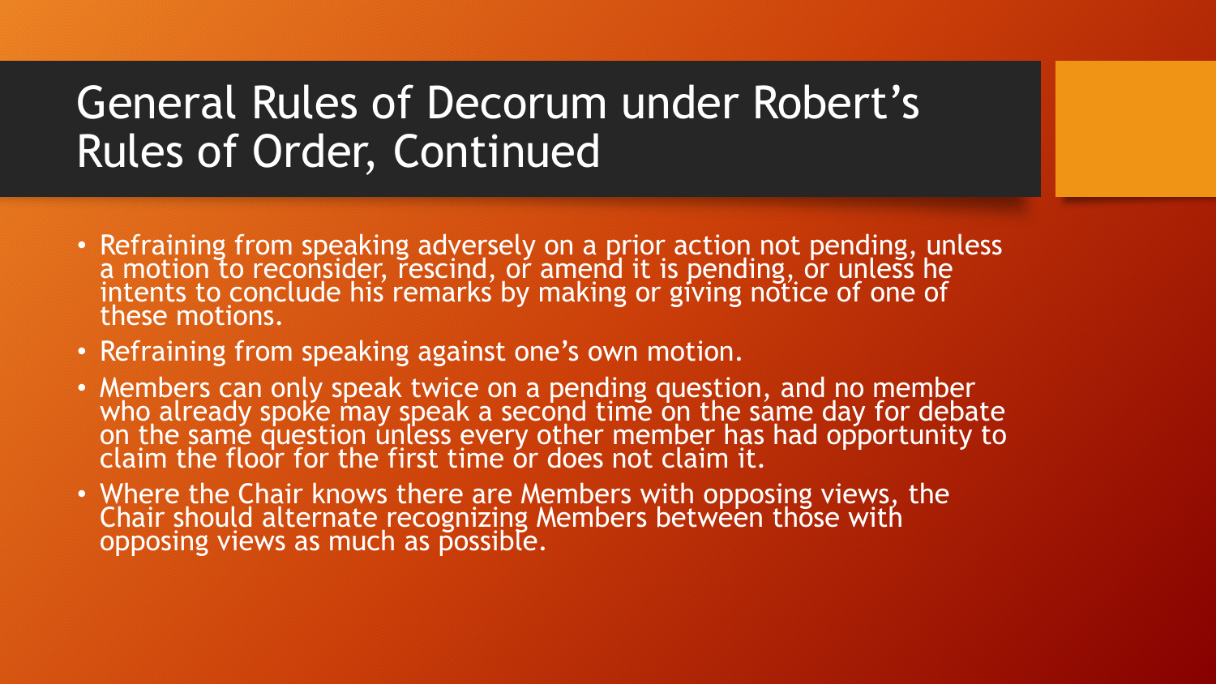# General Rules of Decorum under Robert's Rules of Order, Continued

- Refraining from speaking adversely on a prior action not pending, unless a motion to reconsider, rescind, or amend it is pending, or unless he intents to conclude his remarks by making or giving notice of one of these motions.
- Refraining from speaking against one's own motion.
- Members can only speak twice on a pending question, and no member who already spoke may speak a second time on the same day for debate on the same question unless every other member has had opportunity to claim the floor for the first time or does not claim it.
- Where the Chair knows there are Members with opposing views, the Chair should alternate recognizing Members between those with opposing views as much as possible.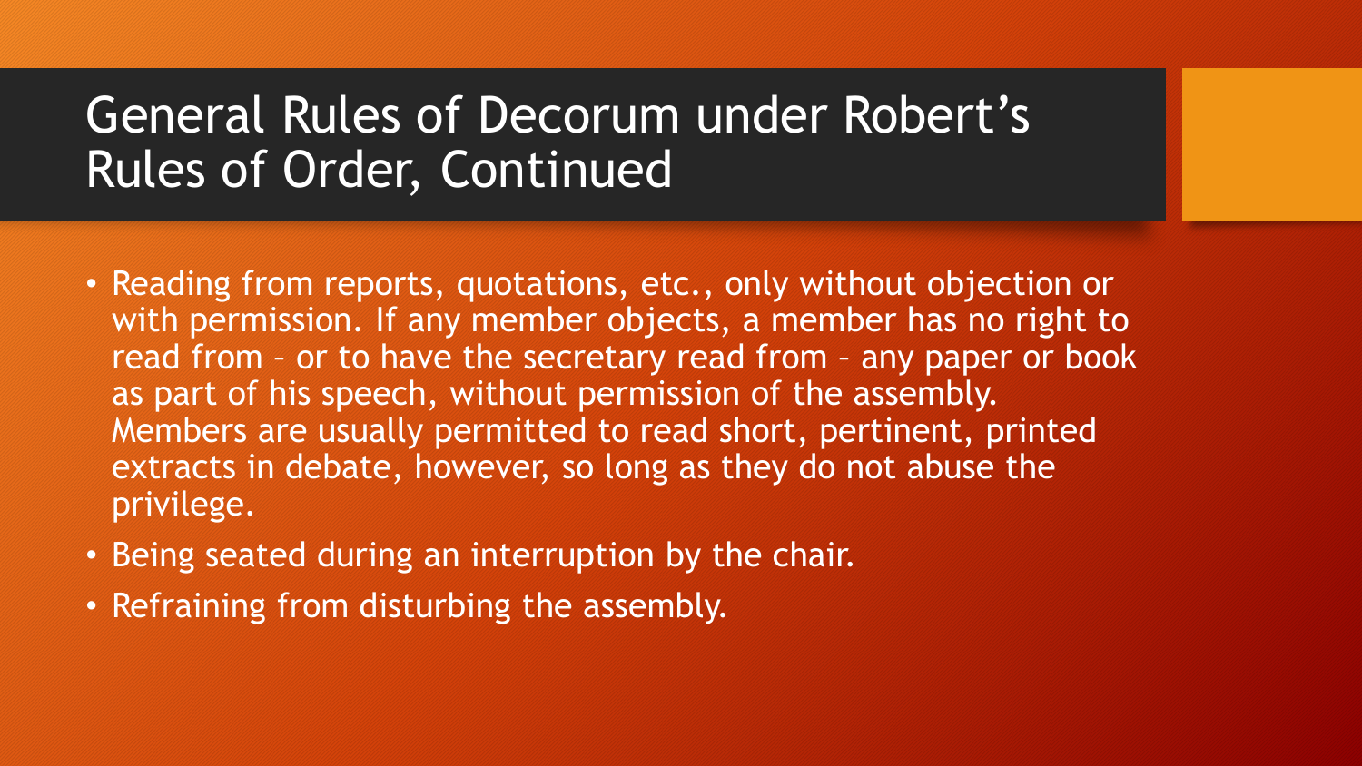# General Rules of Decorum under Robert's Rules of Order, Continued

- Reading from reports, quotations, etc., only without objection or with permission. If any member objects, a member has no right to read from – or to have the secretary read from – any paper or book as part of his speech, without permission of the assembly. Members are usually permitted to read short, pertinent, printed extracts in debate, however, so long as they do not abuse the privilege.
- Being seated during an interruption by the chair.
- Refraining from disturbing the assembly.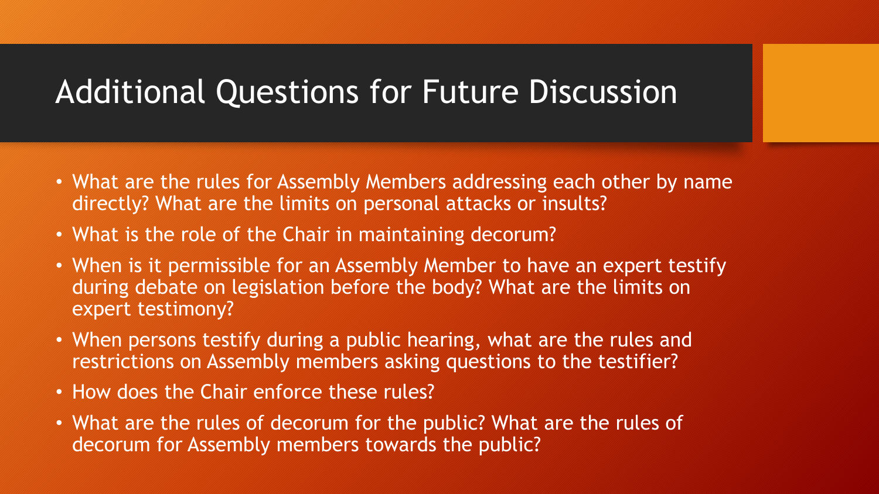# Additional Questions for Future Discussion

- What are the rules for Assembly Members addressing each other by name directly? What are the limits on personal attacks or insults?
- What is the role of the Chair in maintaining decorum?
- When is it permissible for an Assembly Member to have an expert testify during debate on legislation before the body? What are the limits on expert testimony?
- When persons testify during a public hearing, what are the rules and restrictions on Assembly members asking questions to the testifier?
- How does the Chair enforce these rules?
- What are the rules of decorum for the public? What are the rules of decorum for Assembly members towards the public?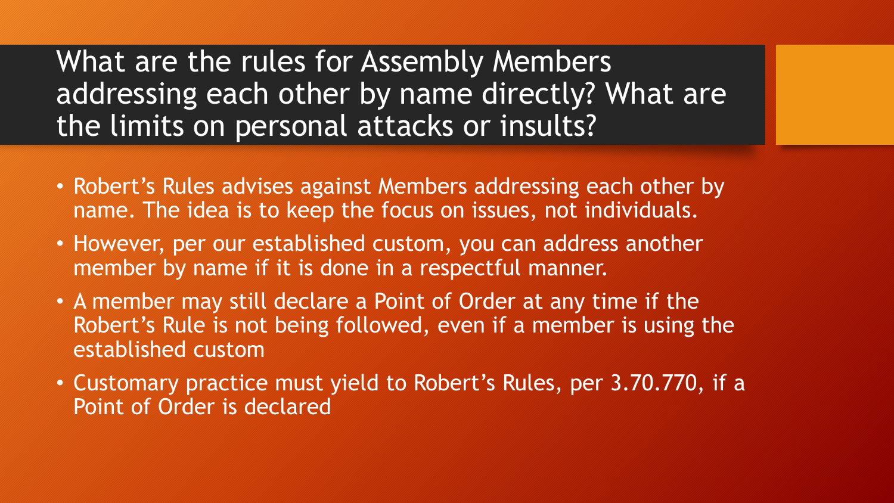# What are the rules for Assembly Members addressing each other by name directly? What are the limits on personal attacks or insults?

- Robert's Rules advises against Members addressing each other by name. The idea is to keep the focus on issues, not individuals.
- However, per our established custom, you can address another member by name if it is done in a respectful manner.
- A member may still declare a Point of Order at any time if the Robert's Rule is not being followed, even if a member is using the established custom
- Customary practice must yield to Robert's Rules, per 3.70.770, if a Point of Order is declared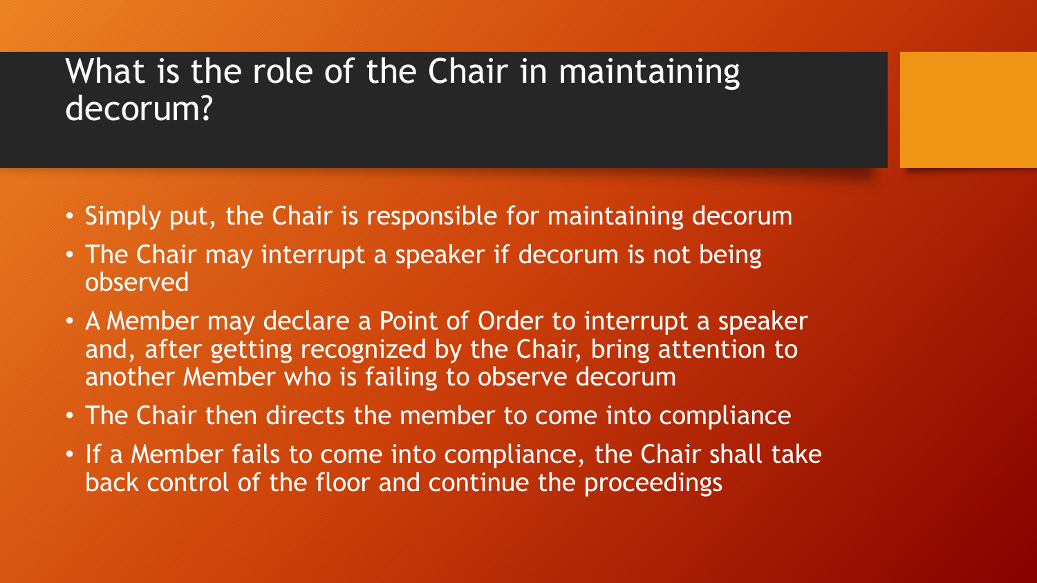# What is the role of the Chair in maintaining decorum?

- Simply put, the Chair is responsible for maintaining decorum
- The Chair may interrupt a speaker if decorum is not being observed
- A Member may declare a Point of Order to interrupt a speaker and, after getting recognized by the Chair, bring attention to another Member who is failing to observe decorum
- The Chair then directs the member to come into compliance
- If a Member fails to come into compliance, the Chair shall take back control of the floor and continue the proceedings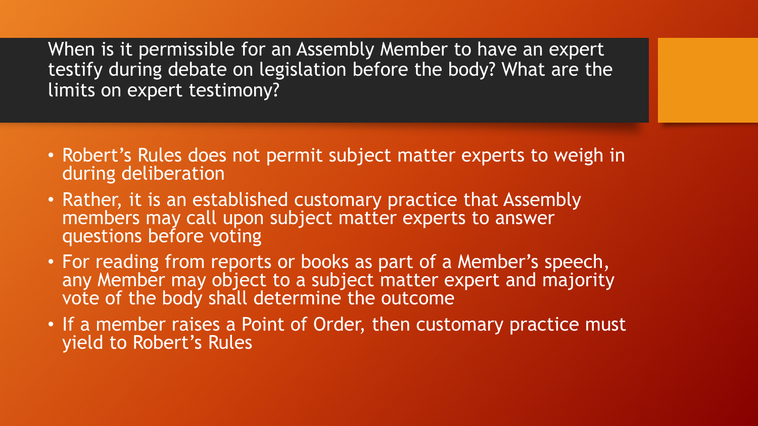## When is it permissible for an Assembly Member to have an expert testify during debate on legislation before the body? What are the limits on expert testimony?

- Robert's Rules does not permit subject matter experts to weigh in during deliberation
- Rather, it is an established customary practice that Assembly members may call upon subject matter experts to answer questions before voting
- For reading from reports or books as part of a Member's speech, any Member may object to a subject matter expert and majority vote of the body shall determine the outcome
- If a member raises a Point of Order, then customary practice must yield to Robert's Rules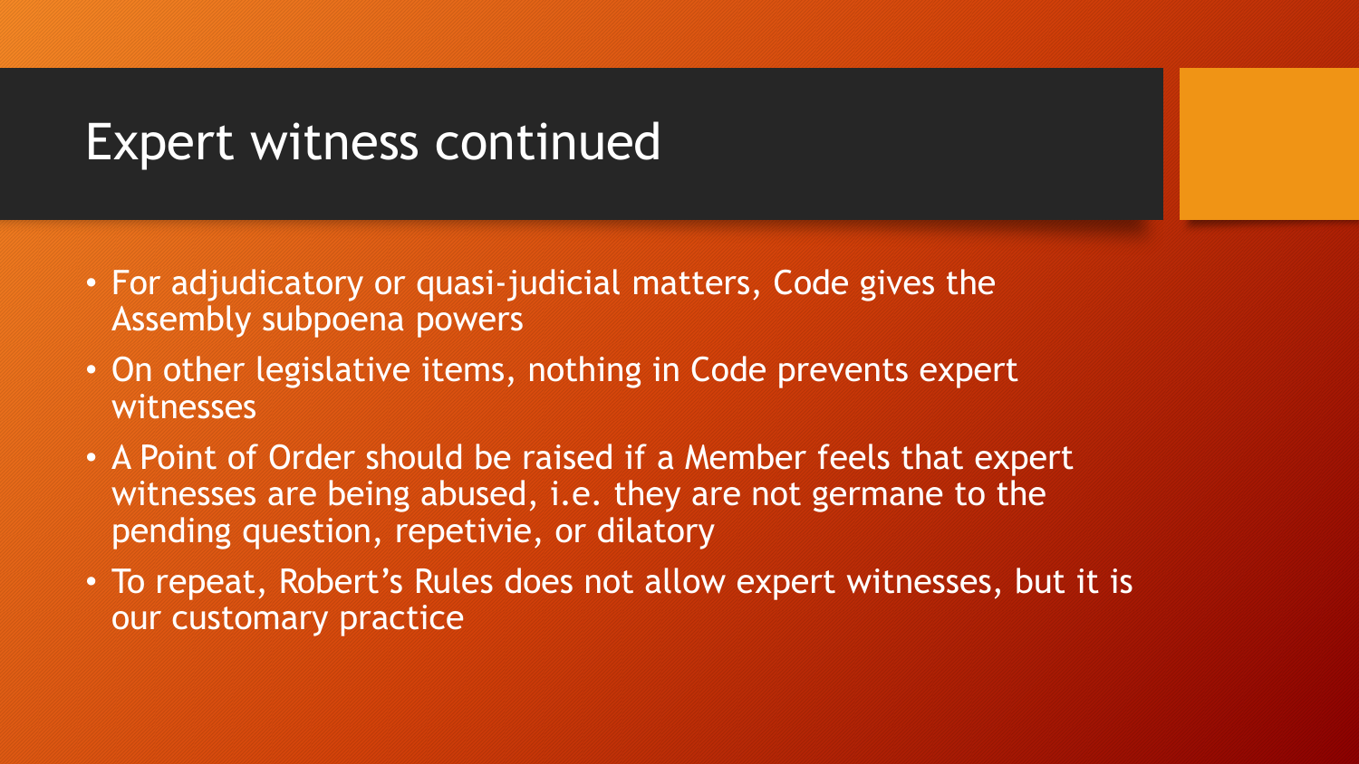# Expert witness continued

- For adjudicatory or quasi-judicial matters, Code gives the Assembly subpoena powers
- On other legislative items, nothing in Code prevents expert witnesses
- A Point of Order should be raised if a Member feels that expert witnesses are being abused, i.e. they are not germane to the pending question, repetivie, or dilatory
- To repeat, Robert's Rules does not allow expert witnesses, but it is our customary practice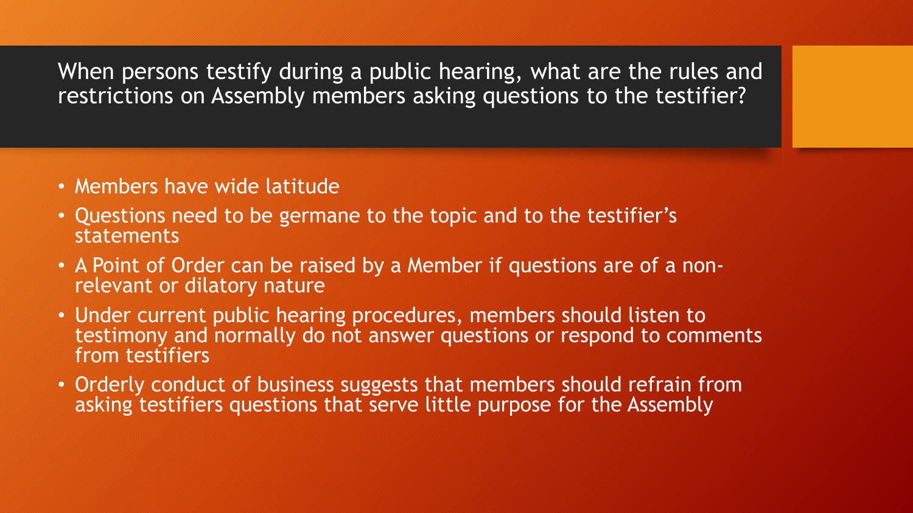## When persons testify during a public hearing, what are the rules and restrictions on Assembly members asking questions to the testifier?

- Members have wide latitude
- Questions need to be germane to the topic and to the testifier's statements
- A Point of Order can be raised by a Member if questions are of a non-relevant or dilatory nature
- Under current public hearing procedures, members should listen to testimony and normally do not answer questions or respond to comments from testifiers
- Orderly conduct of business suggests that members should refrain from asking testifiers questions that serve little purpose for the Assembly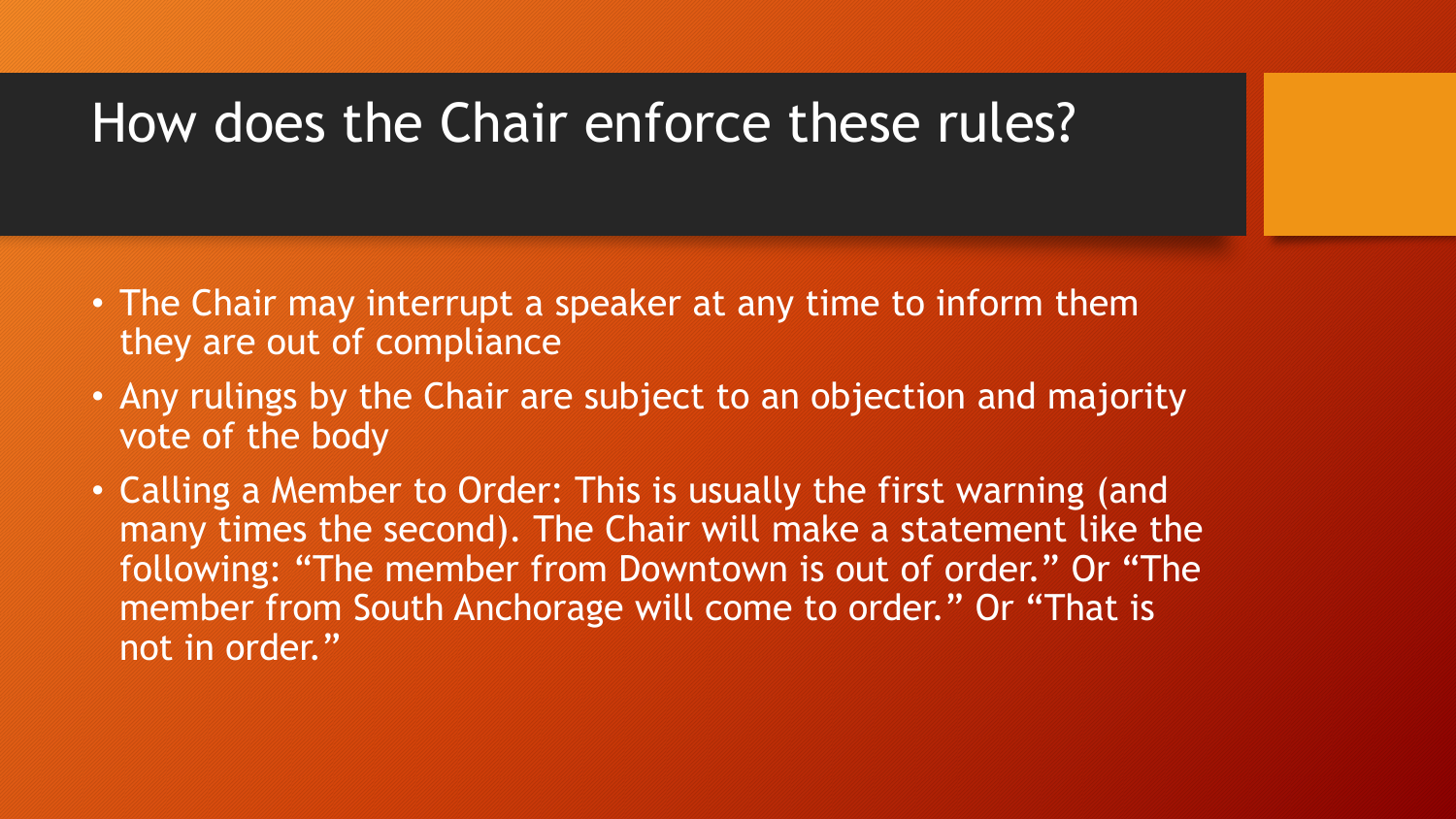# How does the Chair enforce these rules?

- The Chair may interrupt a speaker at any time to inform them they are out of compliance
- Any rulings by the Chair are subject to an objection and majority vote of the body
- Calling a Member to Order: This is usually the first warning (and many times the second). The Chair will make a statement like the following: "The member from Downtown is out of order." Or "The member from South Anchorage will come to order." Or "That is not in order."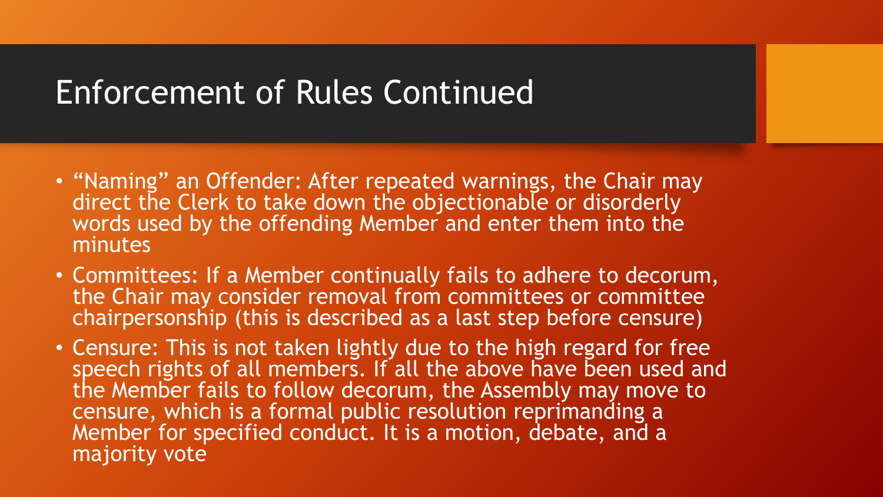# Enforcement of Rules Continued

- "Naming" an Offender: After repeated warnings, the Chair may direct the Clerk to take down the objectionable or disorderly words used by the offending Member and enter them into the minutes
- Committees: If a Member continually fails to adhere to decorum, the Chair may consider removal from committees or committee chairpersonship (this is described as a last step before censure)
- Censure: This is not taken lightly due to the high regard for free speech rights of all members. If all the above have been used and the Member fails to follow decorum, the Assembly may move to censure, which is a formal public resolution reprimanding a Member for specified conduct. It is a motion, debate, and a majority vote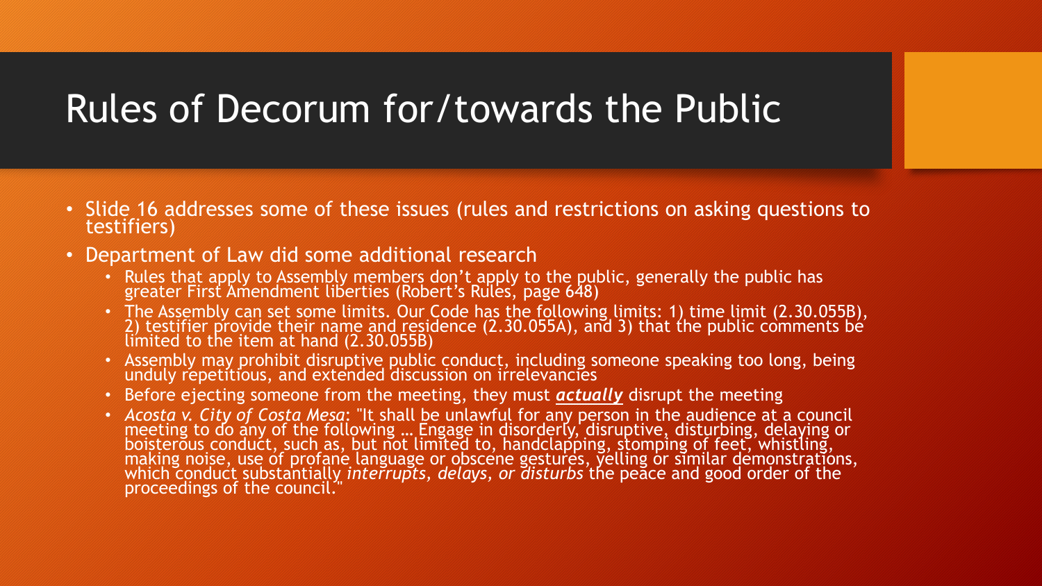# Rules of Decorum for/towards the Public

- Slide 16 addresses some of these issues (rules and restrictions on asking questions to testifiers)
- Department of Law did some additional research
  - Rules that apply to Assembly members don't apply to the public, generally the public has greater First Amendment liberties (Robert's Rules, page 648)
  - The Assembly can set some limits. Our Code has the following limits: 1) time limit (2.30.055B), 2) testifier provide their name and residence (2.30.055A), and 3) that the public comments be limited to the item at hand (2.30.055B)
  - Assembly may prohibit disruptive public conduct, including someone speaking too long, being unduly repetitious, and extended discussion on irrelevancies
  - Before ejecting someone from the meeting, they must ***<u>actually</u>*** disrupt the meeting
  - *Acosta v. City of Costa Mesa*: "It shall be unlawful for any person in the audience at a council meeting to do any of the following … Engage in disorderly, disruptive, disturbing, delaying or boisterous conduct, such as, but not limited to, handclapping, stomping of feet, whistling, making noise, use of profane language or obscene gestures, yelling or similar demonstrations, which conduct substantially *interrupts, delays, or disturbs* the peace and good order of the proceedings of the council."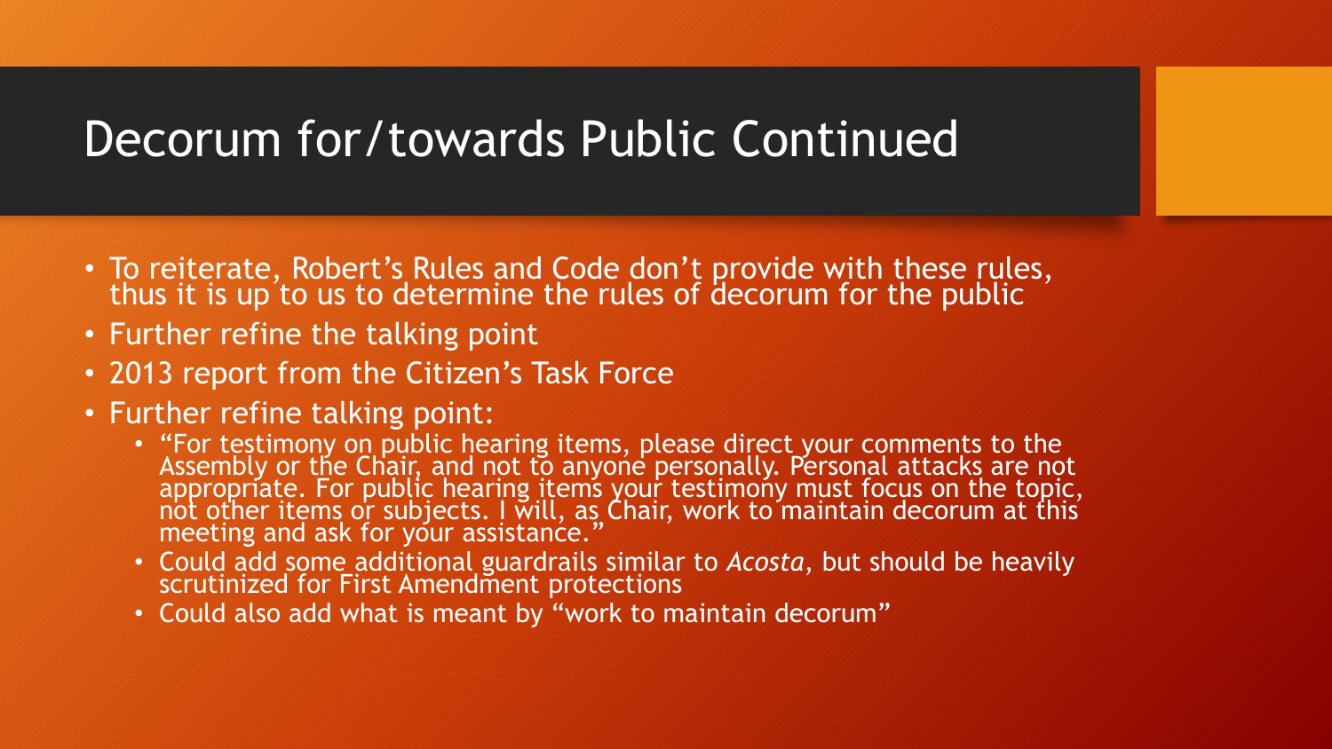# Decorum for/towards Public Continued

- To reiterate, Robert's Rules and Code don't provide with these rules, thus it is up to us to determine the rules of decorum for the public
- Further refine the talking point
- 2013 report from the Citizen's Task Force
- Further refine talking point:
  - "For testimony on public hearing items, please direct your comments to the Assembly or the Chair, and not to anyone personally. Personal attacks are not appropriate. For public hearing items your testimony must focus on the topic, not other items or subjects. I will, as Chair, work to maintain decorum at this meeting and ask for your assistance."
  - Could add some additional guardrails similar to *Acosta*, but should be heavily scrutinized for First Amendment protections
  - Could also add what is meant by "work to maintain decorum"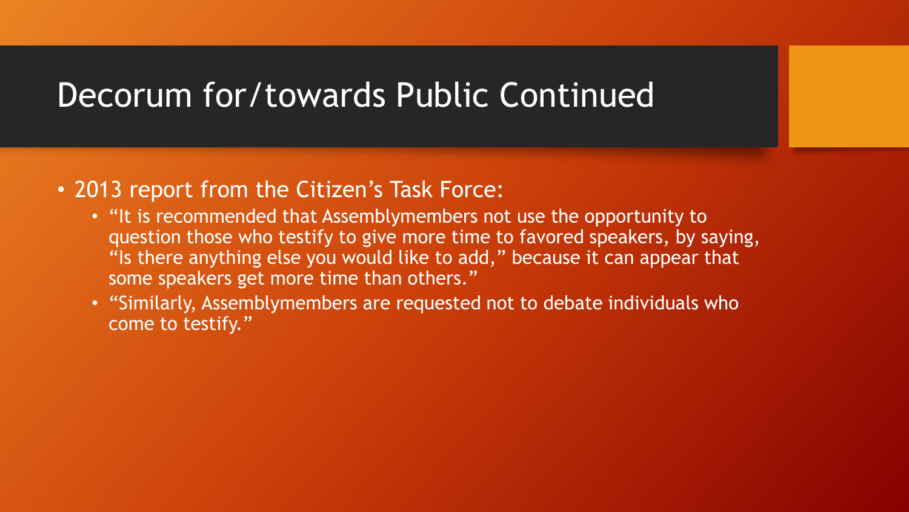# Decorum for/towards Public Continued

- 2013 report from the Citizen's Task Force:
  - "It is recommended that Assemblymembers not use the opportunity to question those who testify to give more time to favored speakers, by saying, "Is there anything else you would like to add," because it can appear that some speakers get more time than others."
  - "Similarly, Assemblymembers are requested not to debate individuals who come to testify."